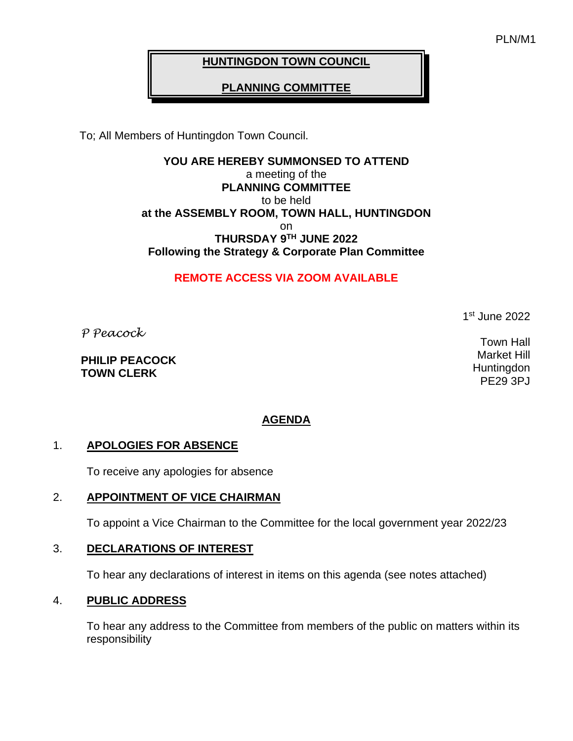PLN/M1

# HUNTINGDON TOWN COUNCIL

## PLANNING COMMITTEE

To; All Members of Huntingdon Town Council.

**YOU ARE HEREBY SUMMONSED TO ATTEND**
a meeting of the
**PLANNING COMMITTEE**
to be held
**at the ASSEMBLY ROOM, TOWN HALL, HUNTINGDON**
on
**THURSDAY 9TH JUNE 2022**
**Following the Strategy & Corporate Plan Committee**

**REMOTE ACCESS VIA ZOOM AVAILABLE**

1st June 2022

*P Peacock*

**PHILIP PEACOCK**
**TOWN CLERK**

Town Hall
Market Hill
Huntingdon
PE29 3PJ

## AGENDA

1. **APOLOGIES FOR ABSENCE**

   To receive any apologies for absence

2. **APPOINTMENT OF VICE CHAIRMAN**

   To appoint a Vice Chairman to the Committee for the local government year 2022/23

3. **DECLARATIONS OF INTEREST**

   To hear any declarations of interest in items on this agenda (see notes attached)

4. **PUBLIC ADDRESS**

   To hear any address to the Committee from members of the public on matters within its responsibility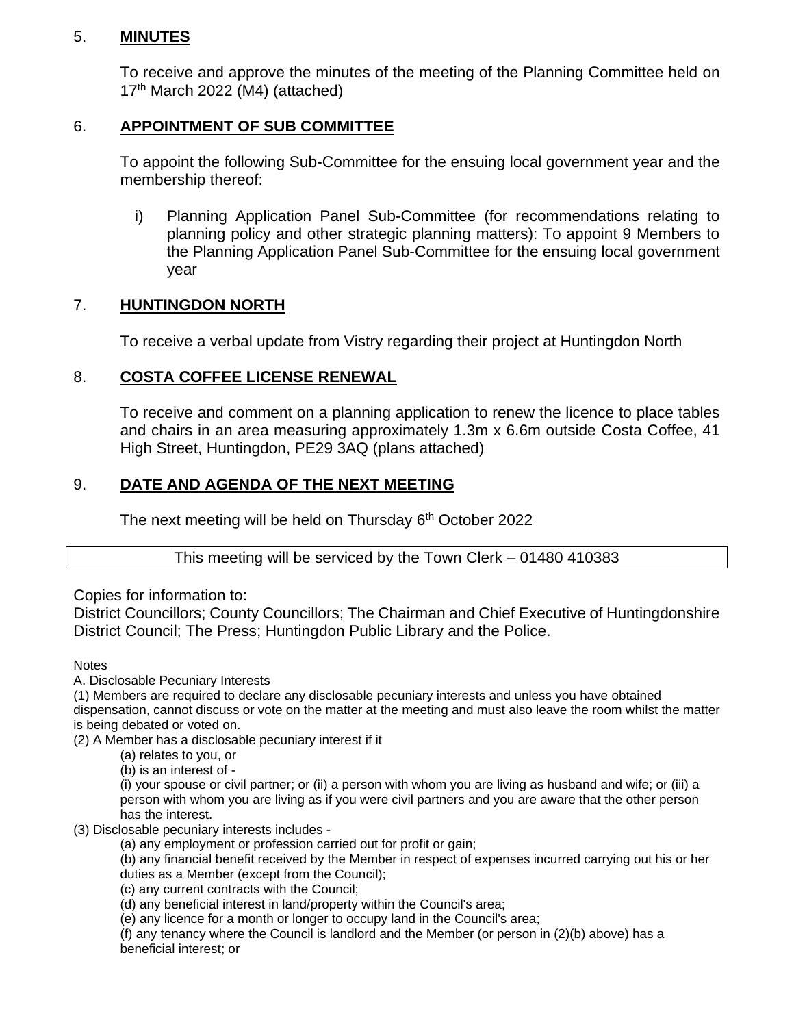## 5. **MINUTES**

To receive and approve the minutes of the meeting of the Planning Committee held on 17th March 2022 (M4) (attached)

## 6. **APPOINTMENT OF SUB COMMITTEE**

To appoint the following Sub-Committee for the ensuing local government year and the membership thereof:

i) Planning Application Panel Sub-Committee (for recommendations relating to planning policy and other strategic planning matters): To appoint 9 Members to the Planning Application Panel Sub-Committee for the ensuing local government year

## 7. **HUNTINGDON NORTH**

To receive a verbal update from Vistry regarding their project at Huntingdon North

## 8. **COSTA COFFEE LICENSE RENEWAL**

To receive and comment on a planning application to renew the licence to place tables and chairs in an area measuring approximately 1.3m x 6.6m outside Costa Coffee, 41 High Street, Huntingdon, PE29 3AQ (plans attached)

## 9. **DATE AND AGENDA OF THE NEXT MEETING**

The next meeting will be held on Thursday 6th October 2022

| This meeting will be serviced by the Town Clerk – 01480 410383 |
|---|

Copies for information to:
District Councillors; County Councillors; The Chairman and Chief Executive of Huntingdonshire District Council; The Press; Huntingdon Public Library and the Police.

Notes

A. Disclosable Pecuniary Interests

(1) Members are required to declare any disclosable pecuniary interests and unless you have obtained dispensation, cannot discuss or vote on the matter at the meeting and must also leave the room whilst the matter is being debated or voted on.

(2) A Member has a disclosable pecuniary interest if it

(a) relates to you, or

(b) is an interest of -

(i) your spouse or civil partner; or (ii) a person with whom you are living as husband and wife; or (iii) a person with whom you are living as if you were civil partners and you are aware that the other person has the interest.

(3) Disclosable pecuniary interests includes -

(a) any employment or profession carried out for profit or gain;

(b) any financial benefit received by the Member in respect of expenses incurred carrying out his or her duties as a Member (except from the Council);

(c) any current contracts with the Council;

(d) any beneficial interest in land/property within the Council's area;

(e) any licence for a month or longer to occupy land in the Council's area;

(f) any tenancy where the Council is landlord and the Member (or person in (2)(b) above) has a beneficial interest; or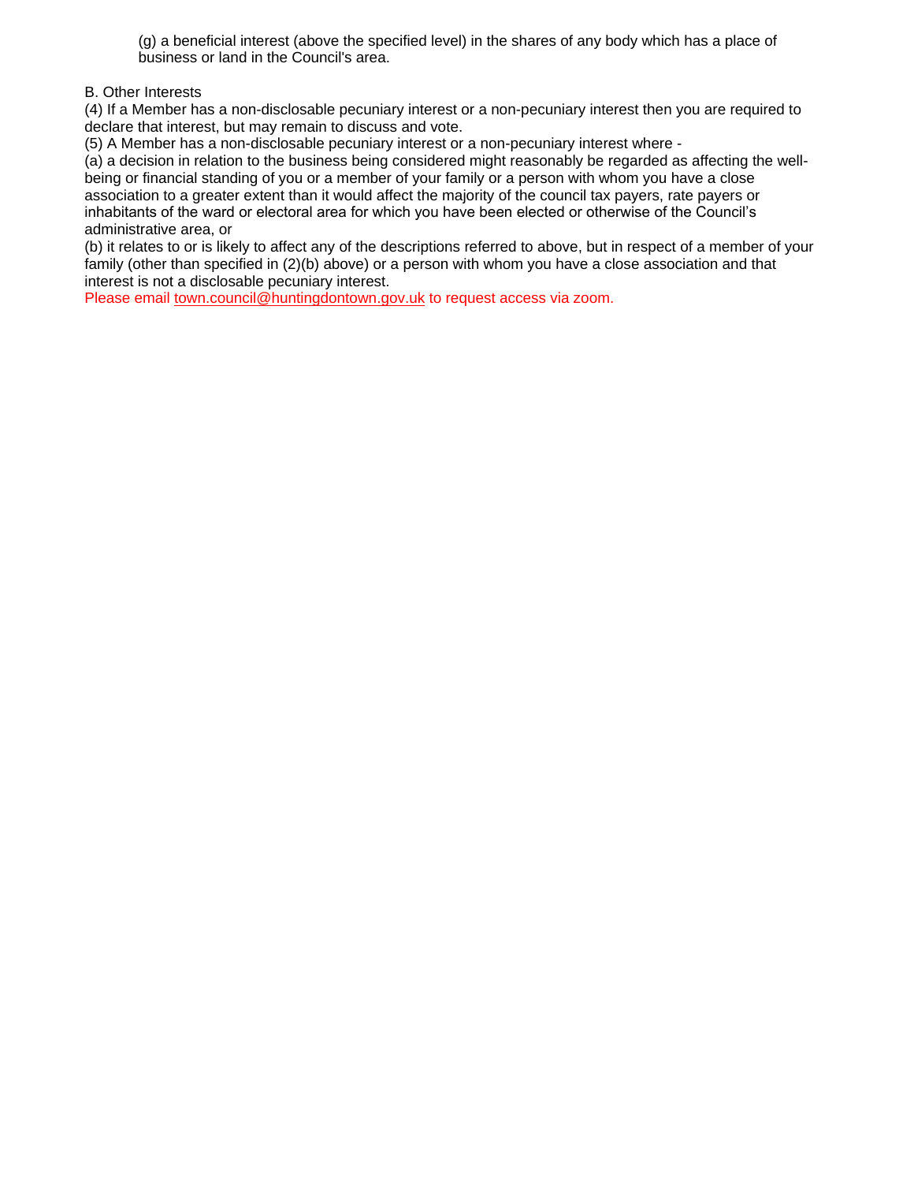(g) a beneficial interest (above the specified level) in the shares of any body which has a place of business or land in the Council's area.

B. Other Interests

(4) If a Member has a non-disclosable pecuniary interest or a non-pecuniary interest then you are required to declare that interest, but may remain to discuss and vote.

(5) A Member has a non-disclosable pecuniary interest or a non-pecuniary interest where -

(a) a decision in relation to the business being considered might reasonably be regarded as affecting the well-being or financial standing of you or a member of your family or a person with whom you have a close association to a greater extent than it would affect the majority of the council tax payers, rate payers or inhabitants of the ward or electoral area for which you have been elected or otherwise of the Council's administrative area, or

(b) it relates to or is likely to affect any of the descriptions referred to above, but in respect of a member of your family (other than specified in (2)(b) above) or a person with whom you have a close association and that interest is not a disclosable pecuniary interest.

Please email town.council@huntingdontown.gov.uk to request access via zoom.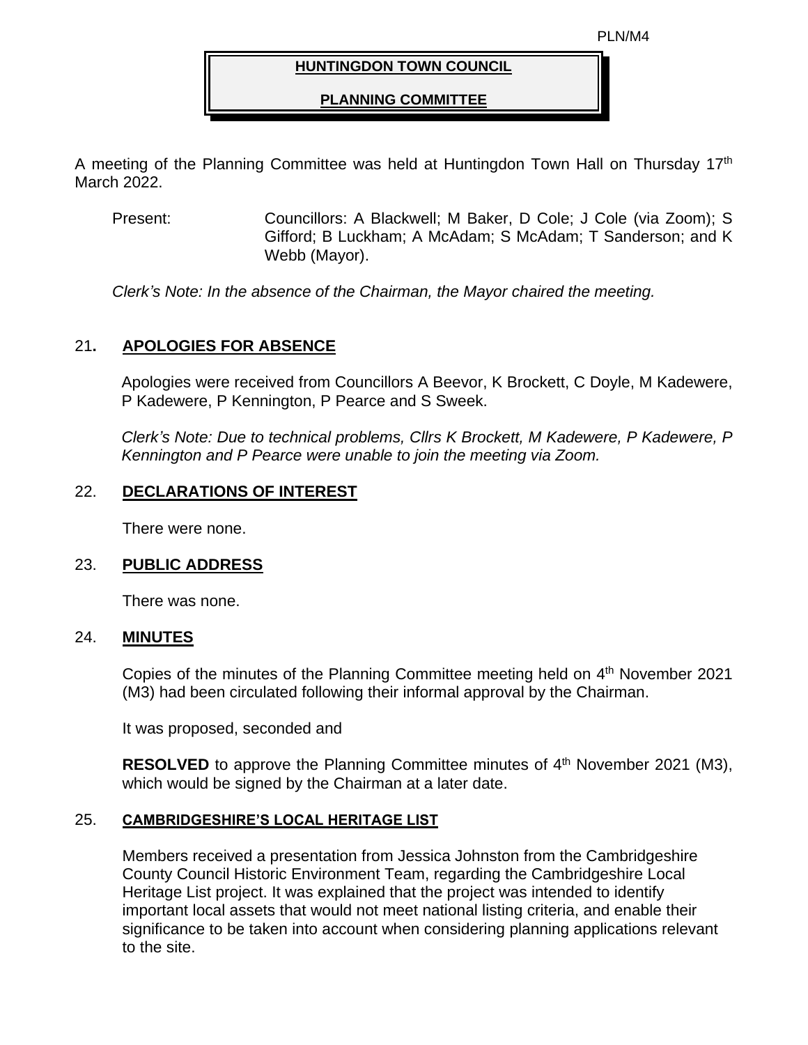PLN/M4

# HUNTINGDON TOWN COUNCIL

## PLANNING COMMITTEE

A meeting of the Planning Committee was held at Huntingdon Town Hall on Thursday 17th March 2022.

Present: Councillors: A Blackwell; M Baker, D Cole; J Cole (via Zoom); S Gifford; B Luckham; A McAdam; S McAdam; T Sanderson; and K Webb (Mayor).

*Clerk's Note: In the absence of the Chairman, the Mayor chaired the meeting.*

### 21. APOLOGIES FOR ABSENCE

Apologies were received from Councillors A Beevor, K Brockett, C Doyle, M Kadewere, P Kadewere, P Kennington, P Pearce and S Sweek.

*Clerk's Note: Due to technical problems, Cllrs K Brockett, M Kadewere, P Kadewere, P Kennington and P Pearce were unable to join the meeting via Zoom.*

### 22. DECLARATIONS OF INTEREST

There were none.

### 23. PUBLIC ADDRESS

There was none.

### 24. MINUTES

Copies of the minutes of the Planning Committee meeting held on 4th November 2021 (M3) had been circulated following their informal approval by the Chairman.

It was proposed, seconded and

**RESOLVED** to approve the Planning Committee minutes of 4th November 2021 (M3), which would be signed by the Chairman at a later date.

### 25. CAMBRIDGESHIRE'S LOCAL HERITAGE LIST

Members received a presentation from Jessica Johnston from the Cambridgeshire County Council Historic Environment Team, regarding the Cambridgeshire Local Heritage List project. It was explained that the project was intended to identify important local assets that would not meet national listing criteria, and enable their significance to be taken into account when considering planning applications relevant to the site.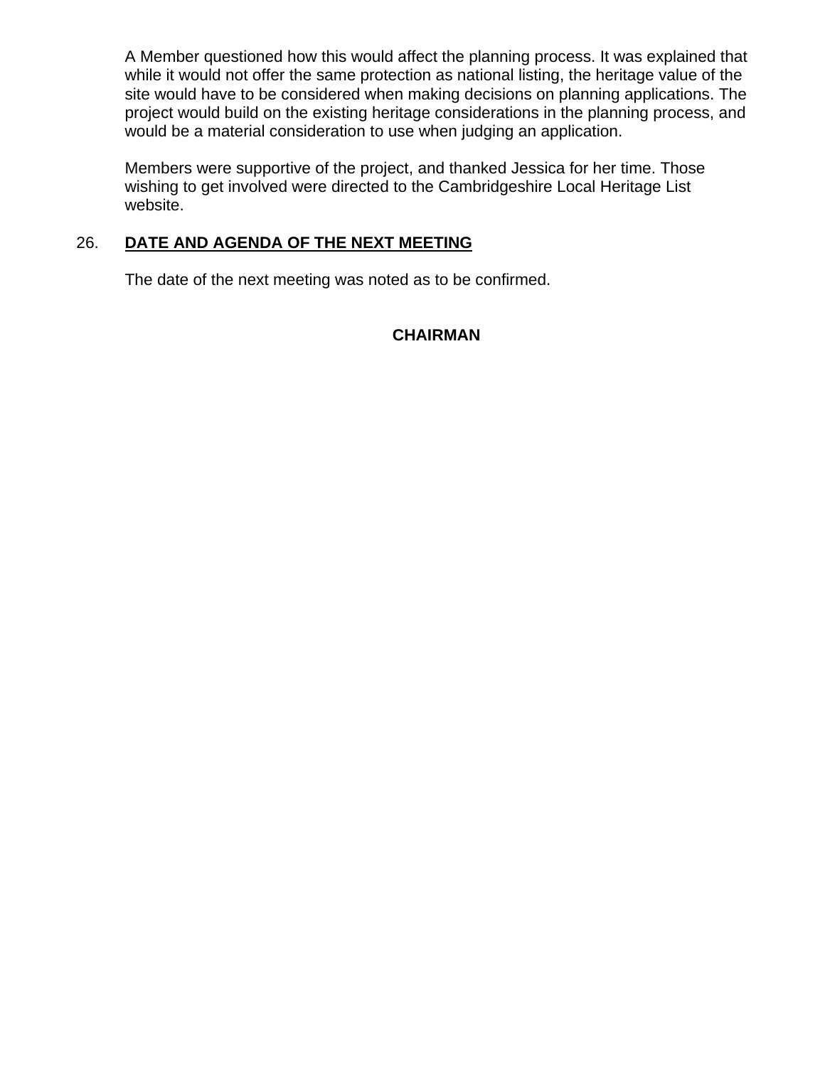A Member questioned how this would affect the planning process. It was explained that while it would not offer the same protection as national listing, the heritage value of the site would have to be considered when making decisions on planning applications. The project would build on the existing heritage considerations in the planning process, and would be a material consideration to use when judging an application.

Members were supportive of the project, and thanked Jessica for her time. Those wishing to get involved were directed to the Cambridgeshire Local Heritage List website.

26. **DATE AND AGENDA OF THE NEXT MEETING**

The date of the next meeting was noted as to be confirmed.

**CHAIRMAN**